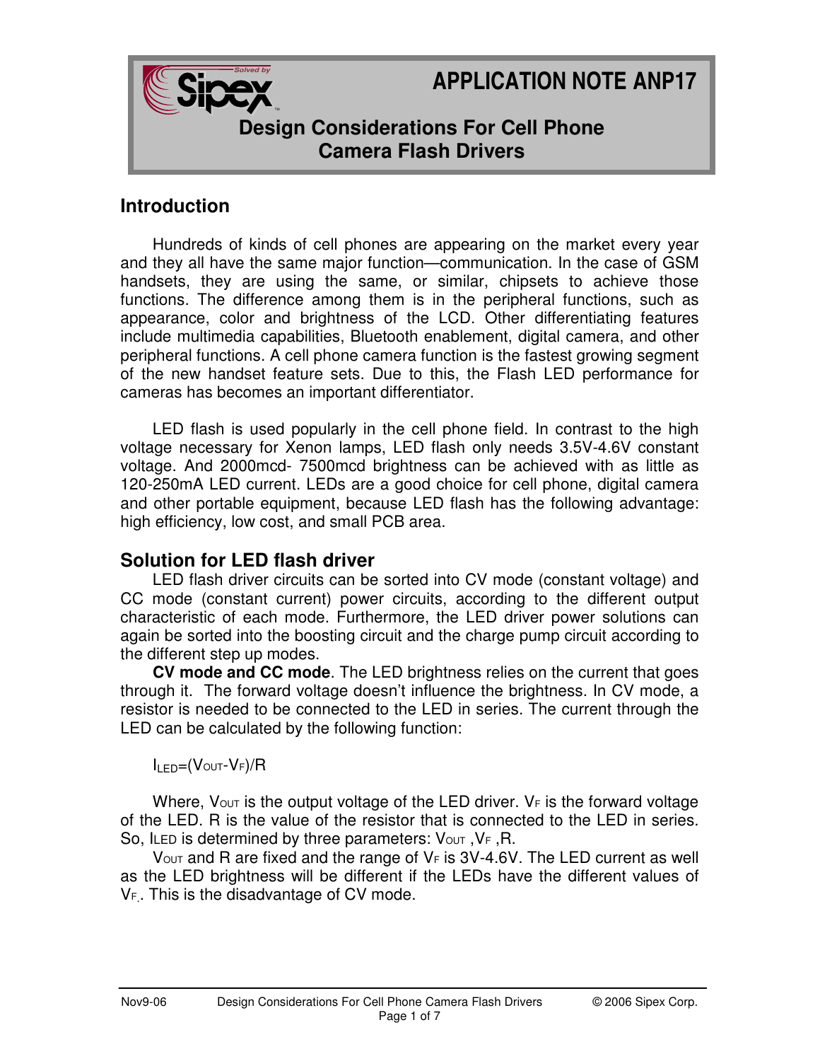# APPLICATION NOTE ANP17

## Design Considerations For Cell Phone Camera Flash Drivers

## Introduction

Hundreds of kinds of cell phones are appearing on the market every year and they all have the same major function—communication. In the case of GSM handsets, they are using the same, or similar, chipsets to achieve those functions. The difference among them is in the peripheral functions, such as appearance, color and brightness of the LCD. Other differentiating features include multimedia capabilities, Bluetooth enablement, digital camera, and other peripheral functions. A cell phone camera function is the fastest growing segment of the new handset feature sets. Due to this, the Flash LED performance for cameras has becomes an important differentiator.

LED flash is used popularly in the cell phone field. In contrast to the high voltage necessary for Xenon lamps, LED flash only needs 3.5V-4.6V constant voltage. And 2000mcd- 7500mcd brightness can be achieved with as little as 120-250mA LED current. LEDs are a good choice for cell phone, digital camera and other portable equipment, because LED flash has the following advantage: high efficiency, low cost, and small PCB area.

## Solution for LED flash driver

LED flash driver circuits can be sorted into CV mode (constant voltage) and CC mode (constant current) power circuits, according to the different output characteristic of each mode. Furthermore, the LED driver power solutions can again be sorted into the boosting circuit and the charge pump circuit according to the different step up modes.

**CV mode and CC mode**. The LED brightness relies on the current that goes through it. The forward voltage doesn't influence the brightness. In CV mode, a resistor is needed to be connected to the LED in series. The current through the LED can be calculated by the following function:

$I_{LED}=(V_{OUT}-V_F)/R$

Where, $V_{OUT}$ is the output voltage of the LED driver. $V_F$ is the forward voltage of the LED. R is the value of the resistor that is connected to the LED in series. So, $I_{LED}$ is determined by three parameters: $V_{OUT}$ ,$V_F$ ,R.

$V_{OUT}$ and R are fixed and the range of $V_F$ is 3V-4.6V. The LED current as well as the LED brightness will be different if the LEDs have the different values of $V_F$. This is the disadvantage of CV mode.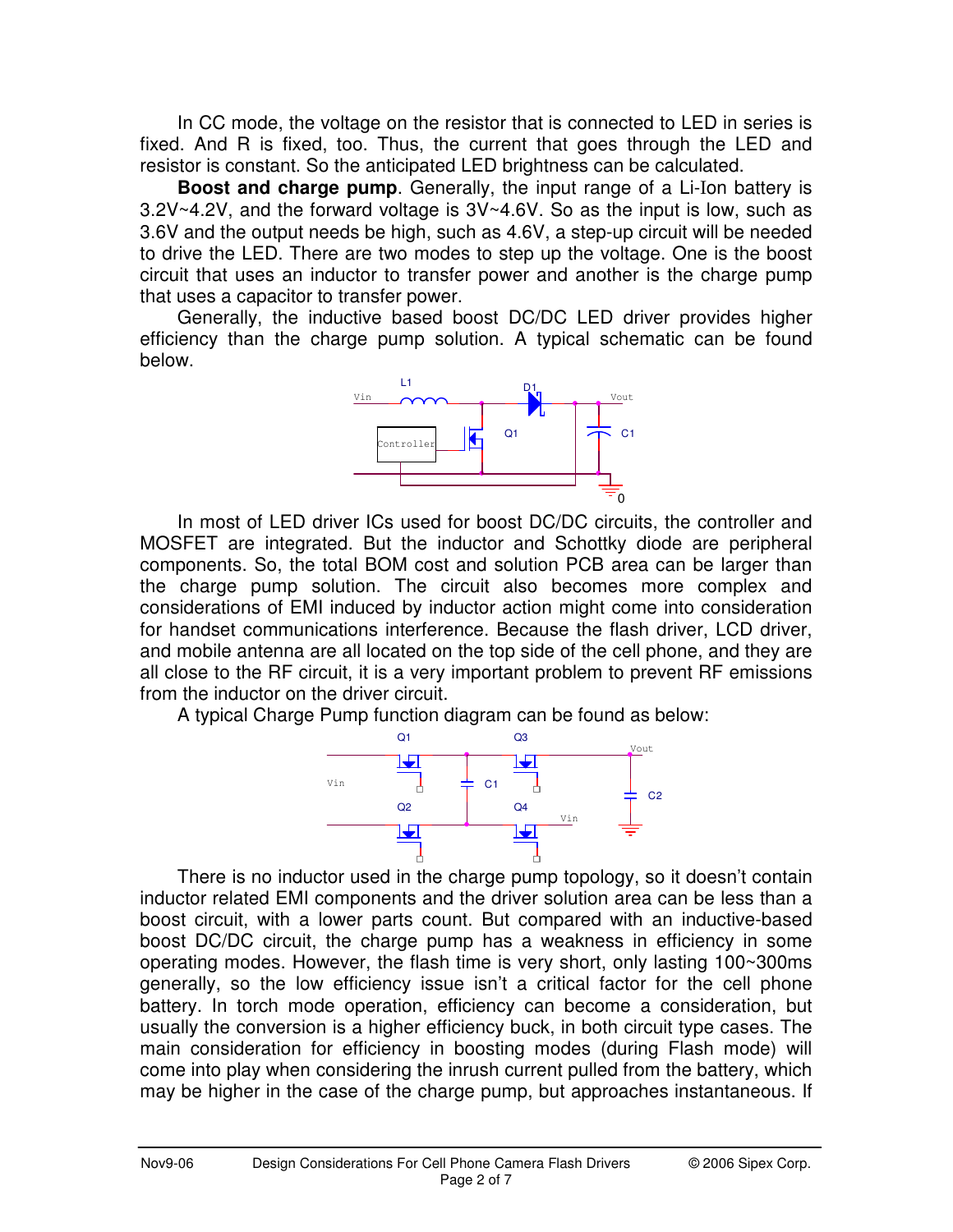In CC mode, the voltage on the resistor that is connected to LED in series is fixed. And R is fixed, too. Thus, the current that goes through the LED and resistor is constant. So the anticipated LED brightness can be calculated.

**Boost and charge pump**. Generally, the input range of a Li-Ion battery is 3.2V~4.2V, and the forward voltage is 3V~4.6V. So as the input is low, such as 3.6V and the output needs be high, such as 4.6V, a step-up circuit will be needed to drive the LED. There are two modes to step up the voltage. One is the boost circuit that uses an inductor to transfer power and another is the charge pump that uses a capacitor to transfer power.

Generally, the inductive based boost DC/DC LED driver provides higher efficiency than the charge pump solution. A typical schematic can be found below.

L1
Vin
D1
Vout
Controller
Q1
C1
0

In most of LED driver ICs used for boost DC/DC circuits, the controller and MOSFET are integrated. But the inductor and Schottky diode are peripheral components. So, the total BOM cost and solution PCB area can be larger than the charge pump solution. The circuit also becomes more complex and considerations of EMI induced by inductor action might come into consideration for handset communications interference. Because the flash driver, LCD driver, and mobile antenna are all located on the top side of the cell phone, and they are all close to the RF circuit, it is a very important problem to prevent RF emissions from the inductor on the driver circuit.

A typical Charge Pump function diagram can be found as below:

Q1
Q3
Vout
Vin
C1
C2
Q2
Q4
Vin

There is no inductor used in the charge pump topology, so it doesn't contain inductor related EMI components and the driver solution area can be less than a boost circuit, with a lower parts count. But compared with an inductive-based boost DC/DC circuit, the charge pump has a weakness in efficiency in some operating modes. However, the flash time is very short, only lasting 100~300ms generally, so the low efficiency issue isn't a critical factor for the cell phone battery. In torch mode operation, efficiency can become a consideration, but usually the conversion is a higher efficiency buck, in both circuit type cases. The main consideration for efficiency in boosting modes (during Flash mode) will come into play when considering the inrush current pulled from the battery, which may be higher in the case of the charge pump, but approaches instantaneous. If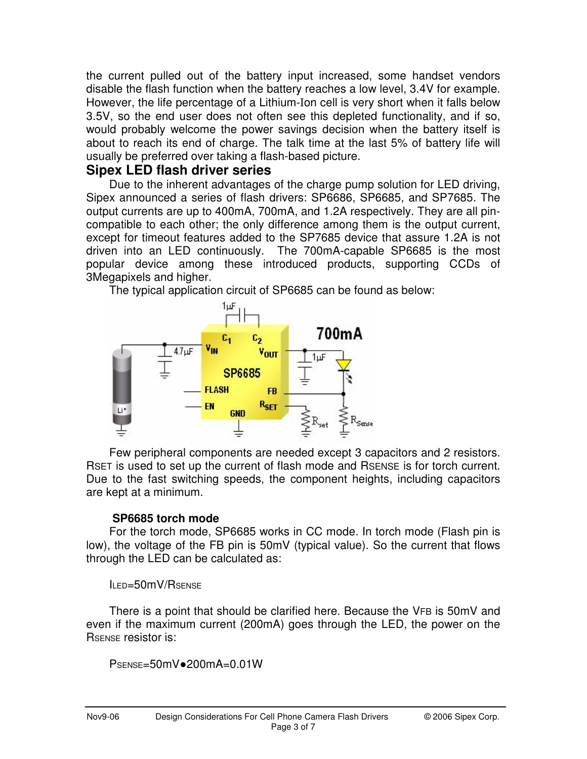the current pulled out of the battery input increased, some handset vendors disable the flash function when the battery reaches a low level, 3.4V for example. However, the life percentage of a Lithium-Ion cell is very short when it falls below 3.5V, so the end user does not often see this depleted functionality, and if so, would probably welcome the power savings decision when the battery itself is about to reach its end of charge. The talk time at the last 5% of battery life will usually be preferred over taking a flash-based picture.

## Sipex LED flash driver series

Due to the inherent advantages of the charge pump solution for LED driving, Sipex announced a series of flash drivers: SP6686, SP6685, and SP7685. The output currents are up to 400mA, 700mA, and 1.2A respectively. They are all pin-compatible to each other; the only difference among them is the output current, except for timeout features added to the SP7685 device that assure 1.2A is not driven into an LED continuously. The 700mA-capable SP6685 is the most popular device among these introduced products, supporting CCDs of 3Megapixels and higher.

The typical application circuit of SP6685 can be found as below:

1µF
C1
C2
700mA
4.7µF
VIN
VOUT
1µF
SP6685
FLASH
FB
EN
RSET
GND
Li+
Rset
RSense

Few peripheral components are needed except 3 capacitors and 2 resistors. $R_{SET}$ is used to set up the current of flash mode and $R_{SENSE}$ is for torch current. Due to the fast switching speeds, the component heights, including capacitors are kept at a minimum.

### SP6685 torch mode

For the torch mode, SP6685 works in CC mode. In torch mode (Flash pin is low), the voltage of the FB pin is 50mV (typical value). So the current that flows through the LED can be calculated as:

$$I_{LED}=50mV/R_{SENSE}$$

There is a point that should be clarified here. Because the $V_{FB}$ is 50mV and even if the maximum current (200mA) goes through the LED, the power on the $R_{SENSE}$ resistor is:

$$P_{SENSE}=50mV \bullet 200mA=0.01W$$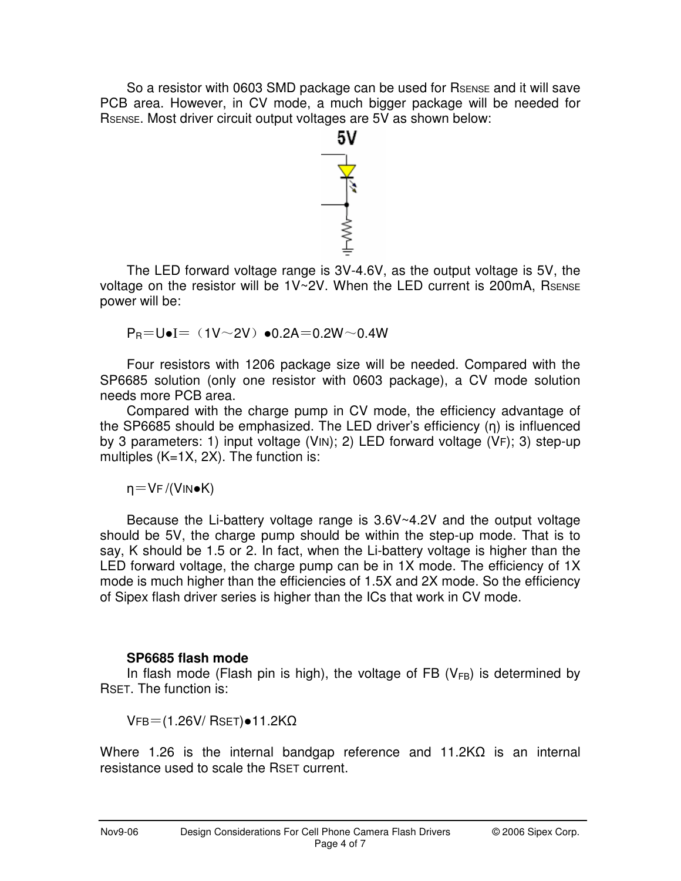So a resistor with 0603 SMD package can be used for $R_{SENSE}$ and it will save PCB area. However, in CV mode, a much bigger package will be needed for $R_{SENSE}$. Most driver circuit output voltages are 5V as shown below:

5V

The LED forward voltage range is 3V-4.6V, as the output voltage is 5V, the voltage on the resistor will be 1V~2V. When the LED current is 200mA, $R_{SENSE}$ power will be:

$$P_R = U \bullet I = (1V \sim 2V) \bullet 0.2A = 0.2W \sim 0.4W$$

Four resistors with 1206 package size will be needed. Compared with the SP6685 solution (only one resistor with 0603 package), a CV mode solution needs more PCB area.

Compared with the charge pump in CV mode, the efficiency advantage of the SP6685 should be emphasized. The LED driver's efficiency (η) is influenced by 3 parameters: 1) input voltage ($V_{IN}$); 2) LED forward voltage ($V_F$); 3) step-up multiples (K=1X, 2X). The function is:

$$\eta = V_F / (V_{IN} \bullet K)$$

Because the Li-battery voltage range is 3.6V~4.2V and the output voltage should be 5V, the charge pump should be within the step-up mode. That is to say, K should be 1.5 or 2. In fact, when the Li-battery voltage is higher than the LED forward voltage, the charge pump can be in 1X mode. The efficiency of 1X mode is much higher than the efficiencies of 1.5X and 2X mode. So the efficiency of Sipex flash driver series is higher than the ICs that work in CV mode.

**SP6685 flash mode**

In flash mode (Flash pin is high), the voltage of FB ($V_{FB}$) is determined by $R_{SET}$. The function is:

$$V_{FB} = (1.26V / R_{SET}) \bullet 11.2K\Omega$$

Where 1.26 is the internal bandgap reference and 11.2KΩ is an internal resistance used to scale the $R_{SET}$ current.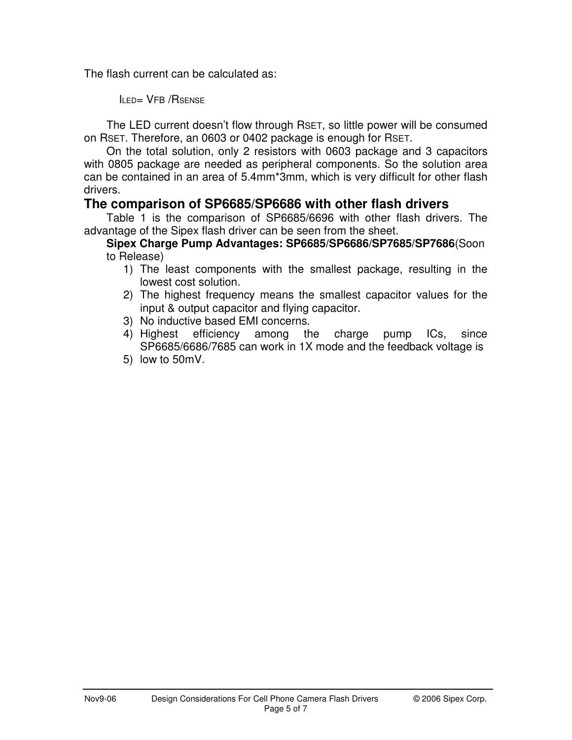The flash current can be calculated as:

$$I_{LED} = V_{FB} / R_{SENSE}$$

The LED current doesn't flow through $R_{SET}$, so little power will be consumed on $R_{SET}$. Therefore, an 0603 or 0402 package is enough for $R_{SET}$.

On the total solution, only 2 resistors with 0603 package and 3 capacitors with 0805 package are needed as peripheral components. So the solution area can be contained in an area of 5.4mm*3mm, which is very difficult for other flash drivers.

## The comparison of SP6685/SP6686 with other flash drivers

Table 1 is the comparison of SP6685/6696 with other flash drivers. The advantage of the Sipex flash driver can be seen from the sheet.

**Sipex Charge Pump Advantages: SP6685/SP6686/SP7685/SP7686**(Soon to Release)

1) The least components with the smallest package, resulting in the lowest cost solution.
2) The highest frequency means the smallest capacitor values for the input & output capacitor and flying capacitor.
3) No inductive based EMI concerns.
4) Highest efficiency among the charge pump ICs, since SP6685/6686/7685 can work in 1X mode and the feedback voltage is
5) low to 50mV.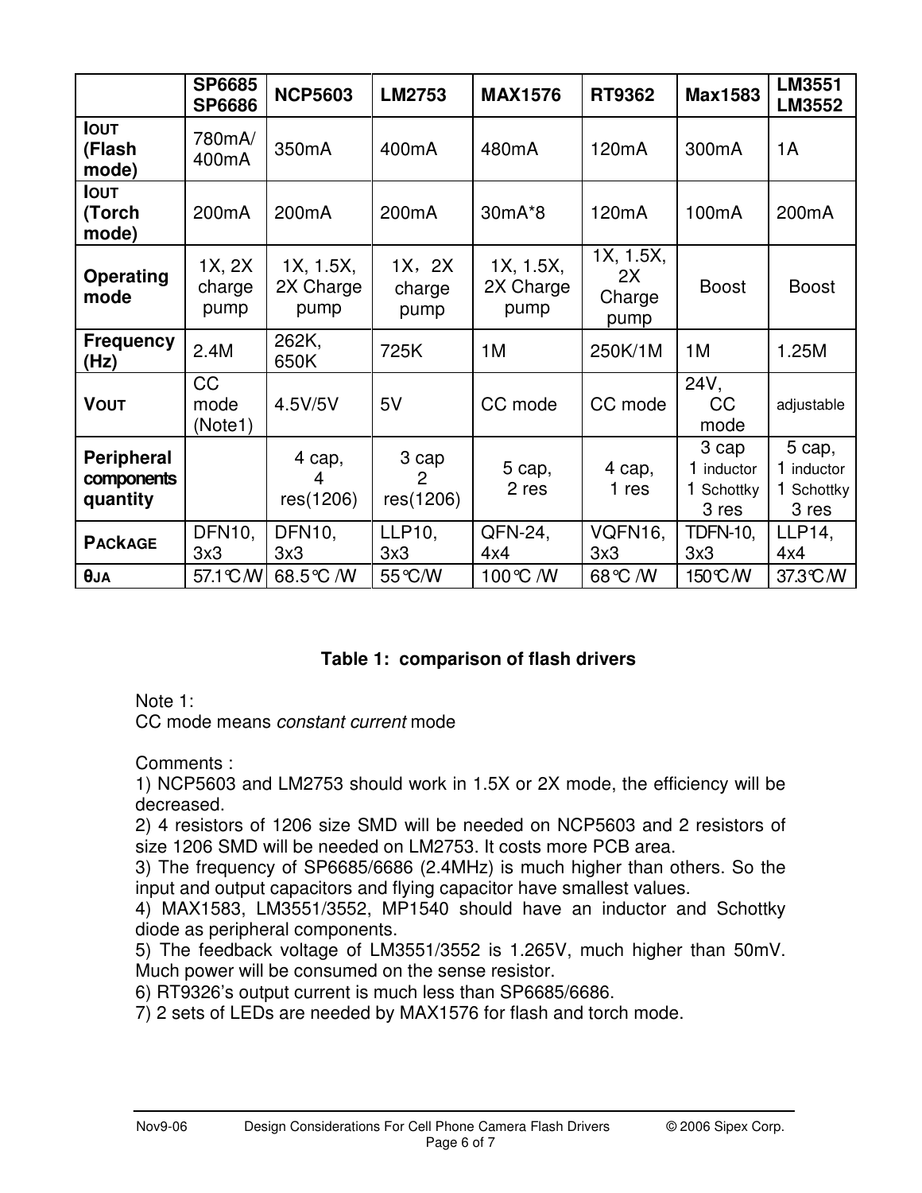| | SP6685 SP6686 | NCP5603 | LM2753 | MAX1576 | RT9362 | Max1583 | LM3551 LM3552 |
|---|---|---|---|---|---|---|---|
| **IOUT (Flash mode)** | 780mA/ 400mA | 350mA | 400mA | 480mA | 120mA | 300mA | 1A |
| **IOUT (Torch mode)** | 200mA | 200mA | 200mA | 30mA*8 | 120mA | 100mA | 200mA |
| **Operating mode** | 1X, 2X charge pump | 1X, 1.5X, 2X Charge pump | 1X，2X charge pump | 1X, 1.5X, 2X Charge pump | 1X, 1.5X, 2X Charge pump | Boost | Boost |
| **Frequency (Hz)** | 2.4M | 262K, 650K | 725K | 1M | 250K/1M | 1M | 1.25M |
| **VOUT** | CC mode (Note1) | 4.5V/5V | 5V | CC mode | CC mode | 24V, CC mode | adjustable |
| **Peripheral components quantity** | | 4 cap, 4 res(1206) | 3 cap 2 res(1206) | 5 cap, 2 res | 4 cap, 1 res | 3 cap 1 inductor 1 Schottky 3 res | 5 cap, 1 inductor 1 Schottky 3 res |
| **PACKAGE** | DFN10, 3x3 | DFN10, 3x3 | LLP10, 3x3 | QFN-24, 4x4 | VQFN16, 3x3 | TDFN-10, 3x3 | LLP14, 4x4 |
| **θJA** | 57.1℃/W | 68.5℃ /W | 55℃/W | 100℃ /W | 68℃ /W | 150℃/W | 37.3℃/W |

**Table 1: comparison of flash drivers**

Note 1:
CC mode means *constant current* mode

Comments :
1) NCP5603 and LM2753 should work in 1.5X or 2X mode, the efficiency will be decreased.
2) 4 resistors of 1206 size SMD will be needed on NCP5603 and 2 resistors of size 1206 SMD will be needed on LM2753. It costs more PCB area.
3) The frequency of SP6685/6686 (2.4MHz) is much higher than others. So the input and output capacitors and flying capacitor have smallest values.
4) MAX1583, LM3551/3552, MP1540 should have an inductor and Schottky diode as peripheral components.
5) The feedback voltage of LM3551/3552 is 1.265V, much higher than 50mV. Much power will be consumed on the sense resistor.
6) RT9326's output current is much less than SP6685/6686.
7) 2 sets of LEDs are needed by MAX1576 for flash and torch mode.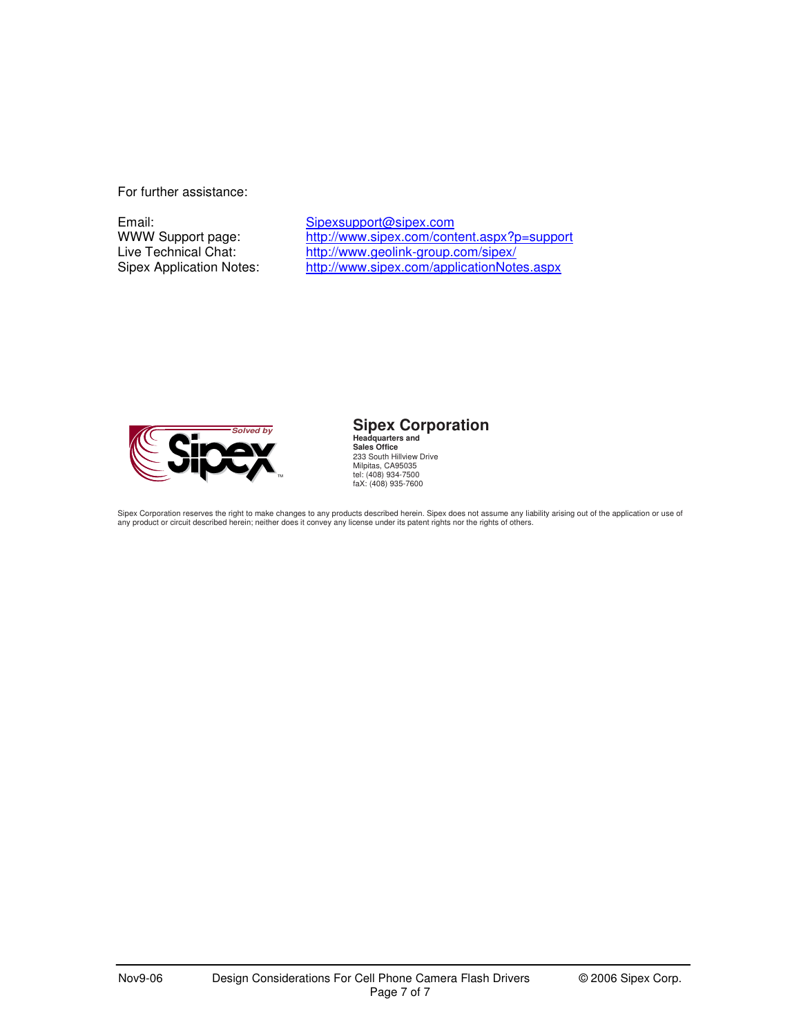For further assistance:

| | |
|---|---|
| Email: | Sipexsupport@sipex.com |
| WWW Support page: | http://www.sipex.com/content.aspx?p=support |
| Live Technical Chat: | http://www.geolink-group.com/sipex/ |
| Sipex Application Notes: | http://www.sipex.com/applicationNotes.aspx |

**Sipex Corporation**

**Headquarters and**
**Sales Office**
233 South Hillview Drive
Milpitas, CA95035
tel: (408) 934-7500
faX: (408) 935-7600

Sipex Corporation reserves the right to make changes to any products described herein. Sipex does not assume any liability arising out of the application or use of any product or circuit described herein; neither does it convey any license under its patent rights nor the rights of others.